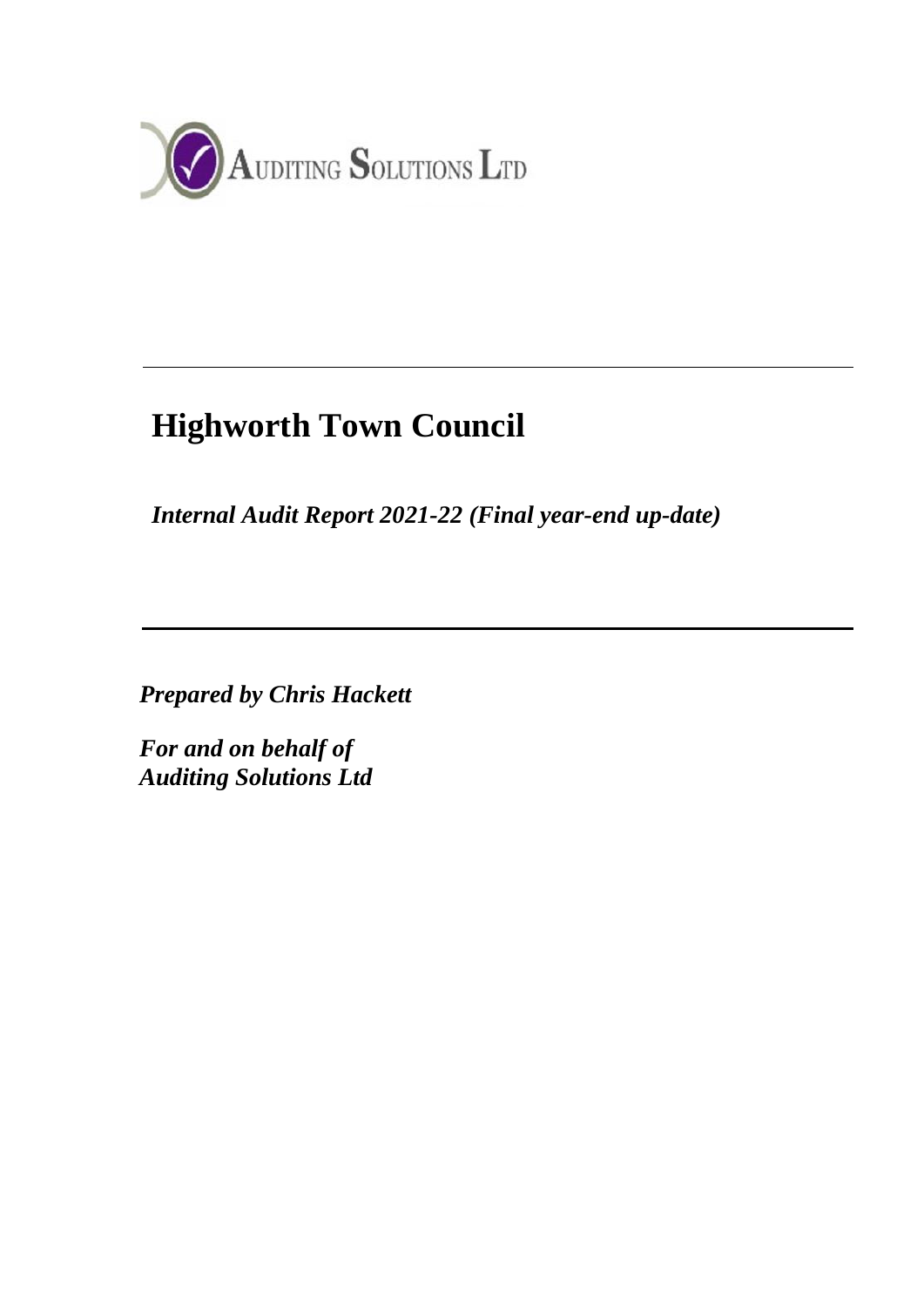AUDITING SOLUTIONS LTD

# Highworth Town Council

*Internal Audit Report 2021-22 (Final year-end up-date)*

***Prepared by Chris Hackett***

***For and on behalf of***
***Auditing Solutions Ltd***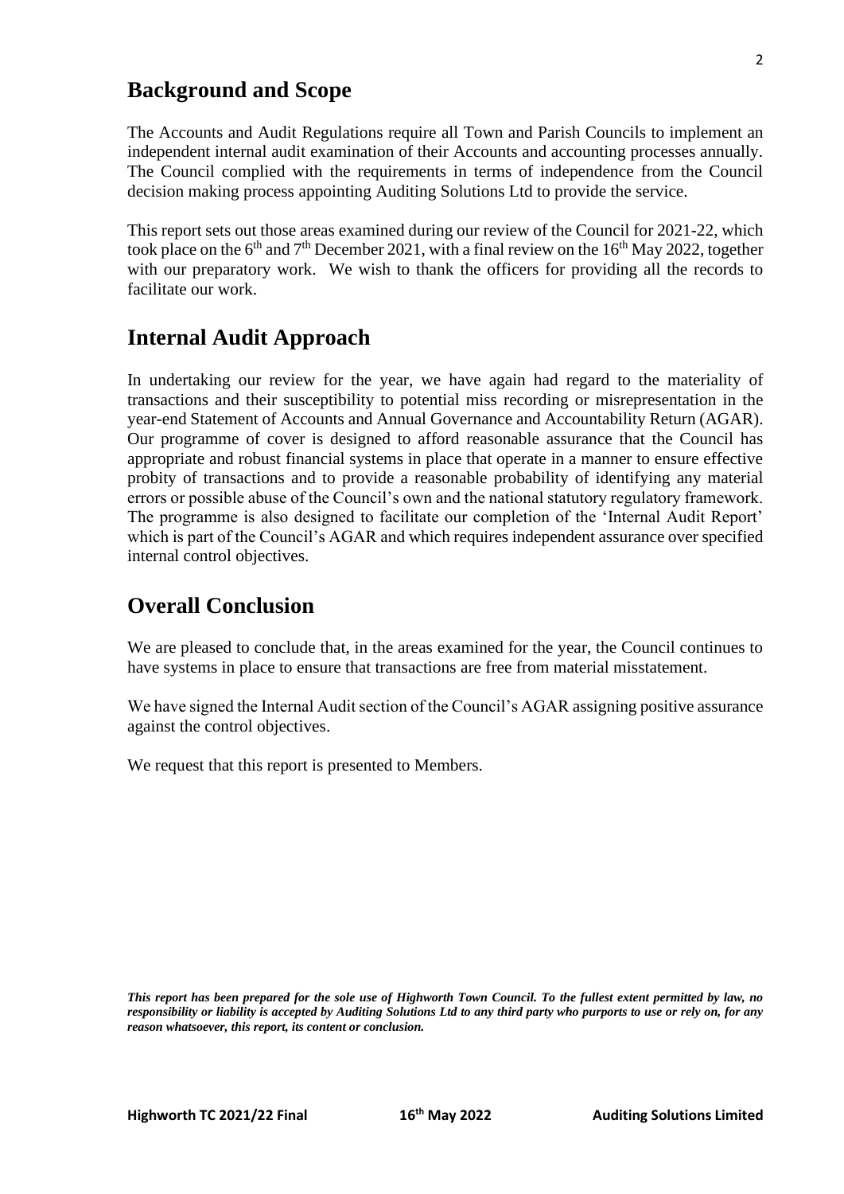## Background and Scope

The Accounts and Audit Regulations require all Town and Parish Councils to implement an independent internal audit examination of their Accounts and accounting processes annually. The Council complied with the requirements in terms of independence from the Council decision making process appointing Auditing Solutions Ltd to provide the service.

This report sets out those areas examined during our review of the Council for 2021-22, which took place on the 6th and 7th December 2021, with a final review on the 16th May 2022, together with our preparatory work. We wish to thank the officers for providing all the records to facilitate our work.

## Internal Audit Approach

In undertaking our review for the year, we have again had regard to the materiality of transactions and their susceptibility to potential miss recording or misrepresentation in the year-end Statement of Accounts and Annual Governance and Accountability Return (AGAR). Our programme of cover is designed to afford reasonable assurance that the Council has appropriate and robust financial systems in place that operate in a manner to ensure effective probity of transactions and to provide a reasonable probability of identifying any material errors or possible abuse of the Council's own and the national statutory regulatory framework. The programme is also designed to facilitate our completion of the 'Internal Audit Report' which is part of the Council's AGAR and which requires independent assurance over specified internal control objectives.

## Overall Conclusion

We are pleased to conclude that, in the areas examined for the year, the Council continues to have systems in place to ensure that transactions are free from material misstatement.

We have signed the Internal Audit section of the Council's AGAR assigning positive assurance against the control objectives.

We request that this report is presented to Members.

***This report has been prepared for the sole use of Highworth Town Council. To the fullest extent permitted by law, no responsibility or liability is accepted by Auditing Solutions Ltd to any third party who purports to use or rely on, for any reason whatsoever, this report, its content or conclusion.***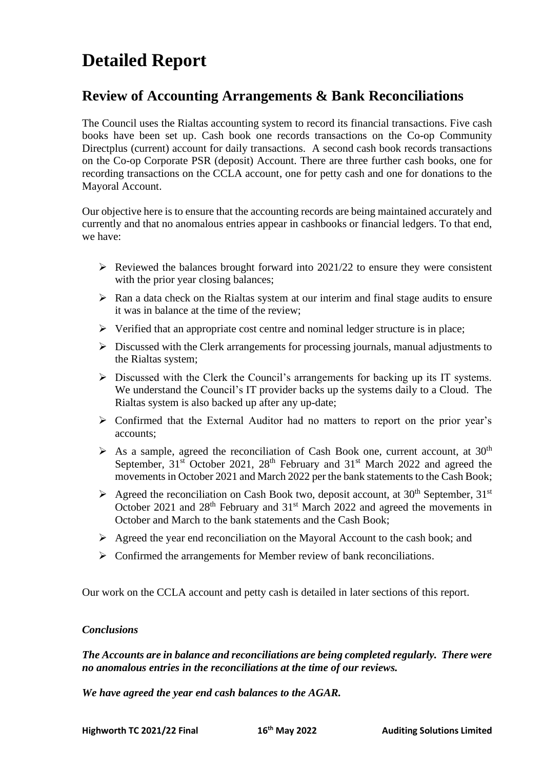# Detailed Report

## Review of Accounting Arrangements & Bank Reconciliations

The Council uses the Rialtas accounting system to record its financial transactions. Five cash books have been set up. Cash book one records transactions on the Co-op Community Directplus (current) account for daily transactions. A second cash book records transactions on the Co-op Corporate PSR (deposit) Account. There are three further cash books, one for recording transactions on the CCLA account, one for petty cash and one for donations to the Mayoral Account.

Our objective here is to ensure that the accounting records are being maintained accurately and currently and that no anomalous entries appear in cashbooks or financial ledgers. To that end, we have:

- Reviewed the balances brought forward into 2021/22 to ensure they were consistent with the prior year closing balances;
- Ran a data check on the Rialtas system at our interim and final stage audits to ensure it was in balance at the time of the review;
- Verified that an appropriate cost centre and nominal ledger structure is in place;
- Discussed with the Clerk arrangements for processing journals, manual adjustments to the Rialtas system;
- Discussed with the Clerk the Council's arrangements for backing up its IT systems. We understand the Council's IT provider backs up the systems daily to a Cloud. The Rialtas system is also backed up after any up-date;
- Confirmed that the External Auditor had no matters to report on the prior year's accounts;
- As a sample, agreed the reconciliation of Cash Book one, current account, at 30th September, 31st October 2021, 28th February and 31st March 2022 and agreed the movements in October 2021 and March 2022 per the bank statements to the Cash Book;
- Agreed the reconciliation on Cash Book two, deposit account, at 30th September, 31st October 2021 and 28th February and 31st March 2022 and agreed the movements in October and March to the bank statements and the Cash Book;
- Agreed the year end reconciliation on the Mayoral Account to the cash book; and
- Confirmed the arrangements for Member review of bank reconciliations.

Our work on the CCLA account and petty cash is detailed in later sections of this report.

***Conclusions***

***The Accounts are in balance and reconciliations are being completed regularly. There were no anomalous entries in the reconciliations at the time of our reviews.***

***We have agreed the year end cash balances to the AGAR.***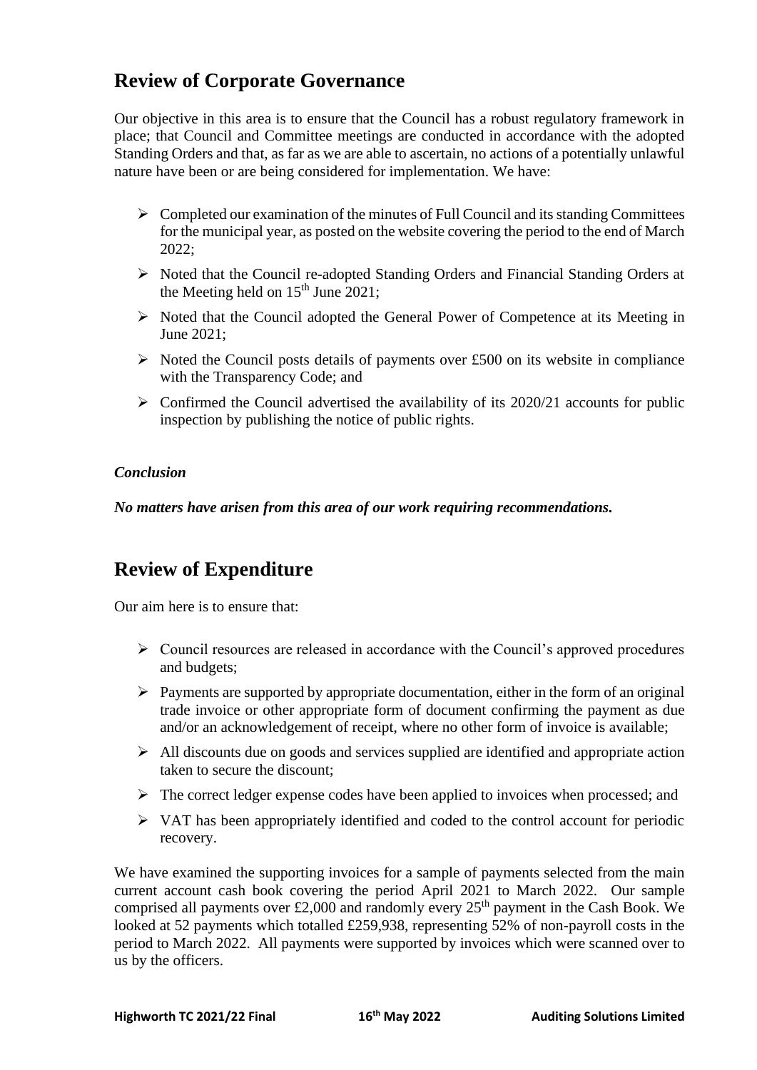## Review of Corporate Governance

Our objective in this area is to ensure that the Council has a robust regulatory framework in place; that Council and Committee meetings are conducted in accordance with the adopted Standing Orders and that, as far as we are able to ascertain, no actions of a potentially unlawful nature have been or are being considered for implementation. We have:

- Completed our examination of the minutes of Full Council and its standing Committees for the municipal year, as posted on the website covering the period to the end of March 2022;
- Noted that the Council re-adopted Standing Orders and Financial Standing Orders at the Meeting held on 15th June 2021;
- Noted that the Council adopted the General Power of Competence at its Meeting in June 2021;
- Noted the Council posts details of payments over £500 on its website in compliance with the Transparency Code; and
- Confirmed the Council advertised the availability of its 2020/21 accounts for public inspection by publishing the notice of public rights.

### *Conclusion*

***No matters have arisen from this area of our work requiring recommendations.***

## Review of Expenditure

Our aim here is to ensure that:

- Council resources are released in accordance with the Council's approved procedures and budgets;
- Payments are supported by appropriate documentation, either in the form of an original trade invoice or other appropriate form of document confirming the payment as due and/or an acknowledgement of receipt, where no other form of invoice is available;
- All discounts due on goods and services supplied are identified and appropriate action taken to secure the discount;
- The correct ledger expense codes have been applied to invoices when processed; and
- VAT has been appropriately identified and coded to the control account for periodic recovery.

We have examined the supporting invoices for a sample of payments selected from the main current account cash book covering the period April 2021 to March 2022. Our sample comprised all payments over £2,000 and randomly every 25th payment in the Cash Book. We looked at 52 payments which totalled £259,938, representing 52% of non-payroll costs in the period to March 2022. All payments were supported by invoices which were scanned over to us by the officers.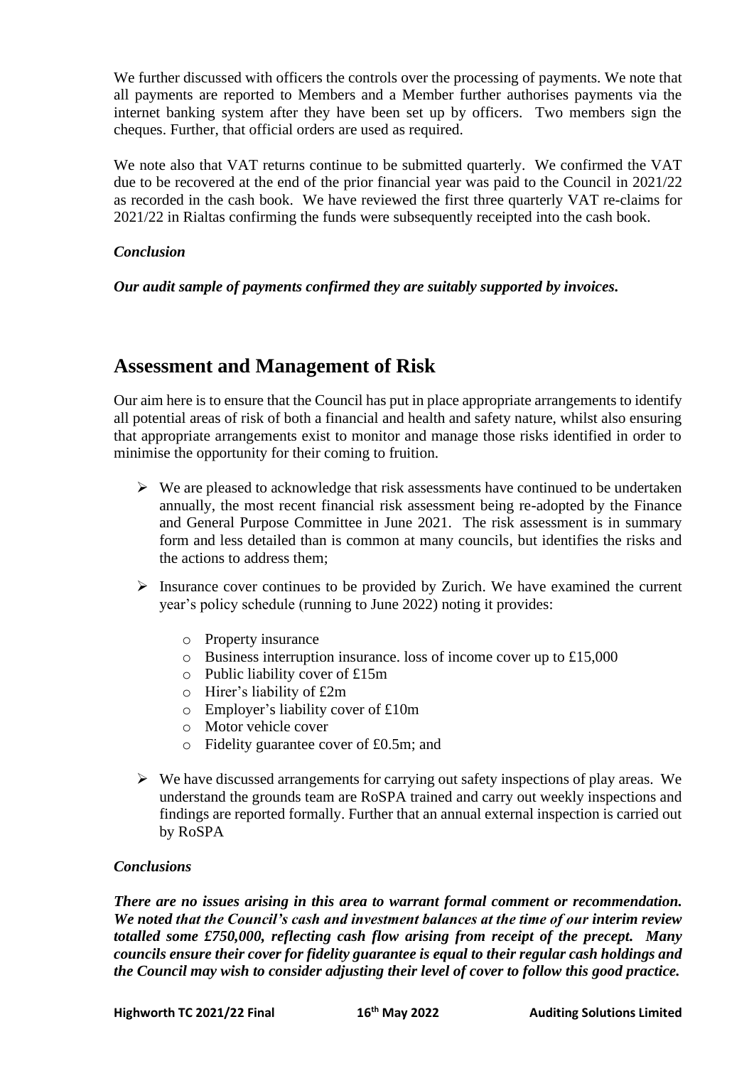We further discussed with officers the controls over the processing of payments. We note that all payments are reported to Members and a Member further authorises payments via the internet banking system after they have been set up by officers. Two members sign the cheques. Further, that official orders are used as required.

We note also that VAT returns continue to be submitted quarterly. We confirmed the VAT due to be recovered at the end of the prior financial year was paid to the Council in 2021/22 as recorded in the cash book. We have reviewed the first three quarterly VAT re-claims for 2021/22 in Rialtas confirming the funds were subsequently receipted into the cash book.

### *Conclusion*

***Our audit sample of payments confirmed they are suitably supported by invoices.***

## Assessment and Management of Risk

Our aim here is to ensure that the Council has put in place appropriate arrangements to identify all potential areas of risk of both a financial and health and safety nature, whilst also ensuring that appropriate arrangements exist to monitor and manage those risks identified in order to minimise the opportunity for their coming to fruition.

- We are pleased to acknowledge that risk assessments have continued to be undertaken annually, the most recent financial risk assessment being re-adopted by the Finance and General Purpose Committee in June 2021. The risk assessment is in summary form and less detailed than is common at many councils, but identifies the risks and the actions to address them;
- Insurance cover continues to be provided by Zurich. We have examined the current year's policy schedule (running to June 2022) noting it provides:
  - Property insurance
  - Business interruption insurance. loss of income cover up to £15,000
  - Public liability cover of £15m
  - Hirer's liability of £2m
  - Employer's liability cover of £10m
  - Motor vehicle cover
  - Fidelity guarantee cover of £0.5m; and
- We have discussed arrangements for carrying out safety inspections of play areas. We understand the grounds team are RoSPA trained and carry out weekly inspections and findings are reported formally. Further that an annual external inspection is carried out by RoSPA

### *Conclusions*

***There are no issues arising in this area to warrant formal comment or recommendation. We noted that the Council's cash and investment balances at the time of our interim review totalled some £750,000, reflecting cash flow arising from receipt of the precept. Many councils ensure their cover for fidelity guarantee is equal to their regular cash holdings and the Council may wish to consider adjusting their level of cover to follow this good practice.***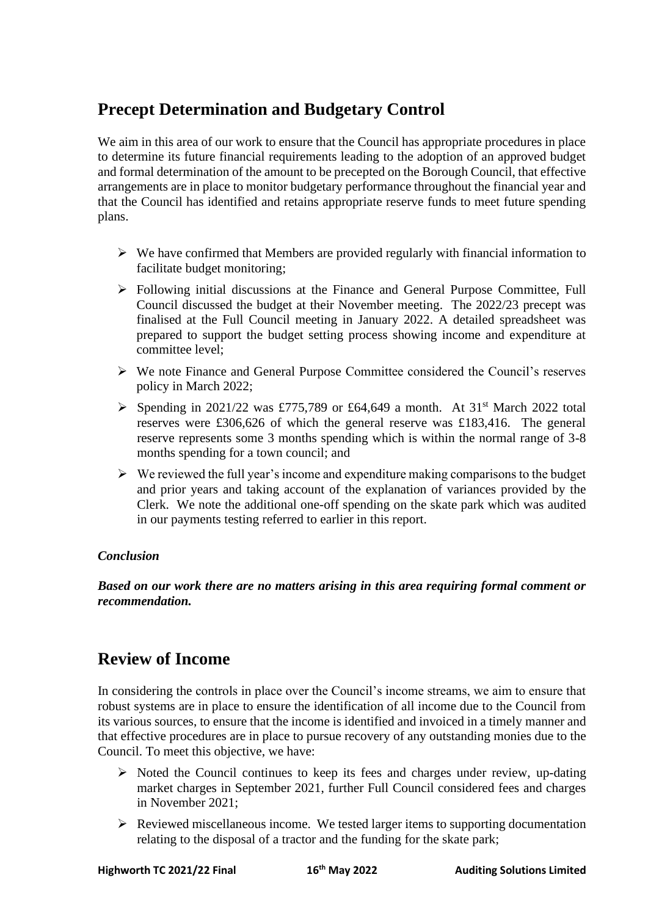## Precept Determination and Budgetary Control

We aim in this area of our work to ensure that the Council has appropriate procedures in place to determine its future financial requirements leading to the adoption of an approved budget and formal determination of the amount to be precepted on the Borough Council, that effective arrangements are in place to monitor budgetary performance throughout the financial year and that the Council has identified and retains appropriate reserve funds to meet future spending plans.

- We have confirmed that Members are provided regularly with financial information to facilitate budget monitoring;
- Following initial discussions at the Finance and General Purpose Committee, Full Council discussed the budget at their November meeting. The 2022/23 precept was finalised at the Full Council meeting in January 2022. A detailed spreadsheet was prepared to support the budget setting process showing income and expenditure at committee level;
- We note Finance and General Purpose Committee considered the Council's reserves policy in March 2022;
- Spending in 2021/22 was £775,789 or £64,649 a month. At 31st March 2022 total reserves were £306,626 of which the general reserve was £183,416. The general reserve represents some 3 months spending which is within the normal range of 3-8 months spending for a town council; and
- We reviewed the full year's income and expenditure making comparisons to the budget and prior years and taking account of the explanation of variances provided by the Clerk. We note the additional one-off spending on the skate park which was audited in our payments testing referred to earlier in this report.

### *Conclusion*

***Based on our work there are no matters arising in this area requiring formal comment or recommendation.***

## Review of Income

In considering the controls in place over the Council's income streams, we aim to ensure that robust systems are in place to ensure the identification of all income due to the Council from its various sources, to ensure that the income is identified and invoiced in a timely manner and that effective procedures are in place to pursue recovery of any outstanding monies due to the Council. To meet this objective, we have:

- Noted the Council continues to keep its fees and charges under review, up-dating market charges in September 2021, further Full Council considered fees and charges in November 2021;
- Reviewed miscellaneous income. We tested larger items to supporting documentation relating to the disposal of a tractor and the funding for the skate park;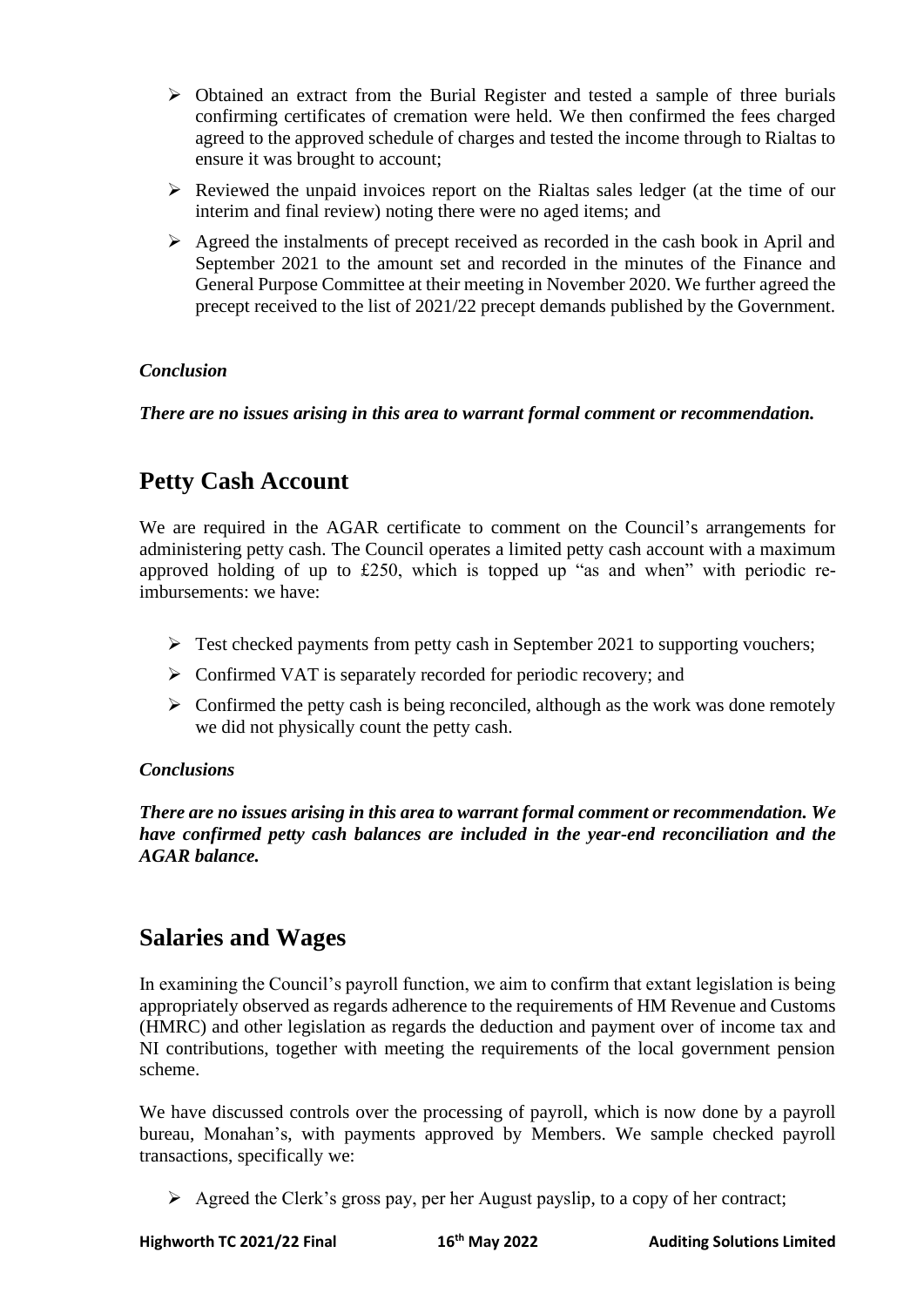- Obtained an extract from the Burial Register and tested a sample of three burials confirming certificates of cremation were held. We then confirmed the fees charged agreed to the approved schedule of charges and tested the income through to Rialtas to ensure it was brought to account;
- Reviewed the unpaid invoices report on the Rialtas sales ledger (at the time of our interim and final review) noting there were no aged items; and
- Agreed the instalments of precept received as recorded in the cash book in April and September 2021 to the amount set and recorded in the minutes of the Finance and General Purpose Committee at their meeting in November 2020. We further agreed the precept received to the list of 2021/22 precept demands published by the Government.

***Conclusion***

***There are no issues arising in this area to warrant formal comment or recommendation.***

## Petty Cash Account

We are required in the AGAR certificate to comment on the Council's arrangements for administering petty cash. The Council operates a limited petty cash account with a maximum approved holding of up to £250, which is topped up "as and when" with periodic re-imbursements: we have:

- Test checked payments from petty cash in September 2021 to supporting vouchers;
- Confirmed VAT is separately recorded for periodic recovery; and
- Confirmed the petty cash is being reconciled, although as the work was done remotely we did not physically count the petty cash.

***Conclusions***

***There are no issues arising in this area to warrant formal comment or recommendation. We have confirmed petty cash balances are included in the year-end reconciliation and the AGAR balance.***

## Salaries and Wages

In examining the Council's payroll function, we aim to confirm that extant legislation is being appropriately observed as regards adherence to the requirements of HM Revenue and Customs (HMRC) and other legislation as regards the deduction and payment over of income tax and NI contributions, together with meeting the requirements of the local government pension scheme.

We have discussed controls over the processing of payroll, which is now done by a payroll bureau, Monahan's, with payments approved by Members. We sample checked payroll transactions, specifically we:

- Agreed the Clerk's gross pay, per her August payslip, to a copy of her contract;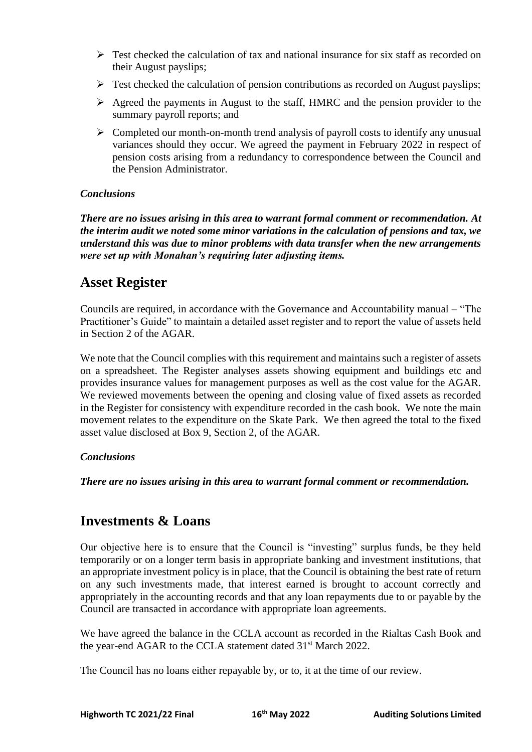- Test checked the calculation of tax and national insurance for six staff as recorded on their August payslips;
- Test checked the calculation of pension contributions as recorded on August payslips;
- Agreed the payments in August to the staff, HMRC and the pension provider to the summary payroll reports; and
- Completed our month-on-month trend analysis of payroll costs to identify any unusual variances should they occur. We agreed the payment in February 2022 in respect of pension costs arising from a redundancy to correspondence between the Council and the Pension Administrator.

***Conclusions***

***There are no issues arising in this area to warrant formal comment or recommendation. At the interim audit we noted some minor variations in the calculation of pensions and tax, we understand this was due to minor problems with data transfer when the new arrangements were set up with Monahan's requiring later adjusting items.***

## Asset Register

Councils are required, in accordance with the Governance and Accountability manual – "The Practitioner's Guide" to maintain a detailed asset register and to report the value of assets held in Section 2 of the AGAR.

We note that the Council complies with this requirement and maintains such a register of assets on a spreadsheet. The Register analyses assets showing equipment and buildings etc and provides insurance values for management purposes as well as the cost value for the AGAR. We reviewed movements between the opening and closing value of fixed assets as recorded in the Register for consistency with expenditure recorded in the cash book. We note the main movement relates to the expenditure on the Skate Park. We then agreed the total to the fixed asset value disclosed at Box 9, Section 2, of the AGAR.

***Conclusions***

***There are no issues arising in this area to warrant formal comment or recommendation.***

## Investments & Loans

Our objective here is to ensure that the Council is "investing" surplus funds, be they held temporarily or on a longer term basis in appropriate banking and investment institutions, that an appropriate investment policy is in place, that the Council is obtaining the best rate of return on any such investments made, that interest earned is brought to account correctly and appropriately in the accounting records and that any loan repayments due to or payable by the Council are transacted in accordance with appropriate loan agreements.

We have agreed the balance in the CCLA account as recorded in the Rialtas Cash Book and the year-end AGAR to the CCLA statement dated 31st March 2022.

The Council has no loans either repayable by, or to, it at the time of our review.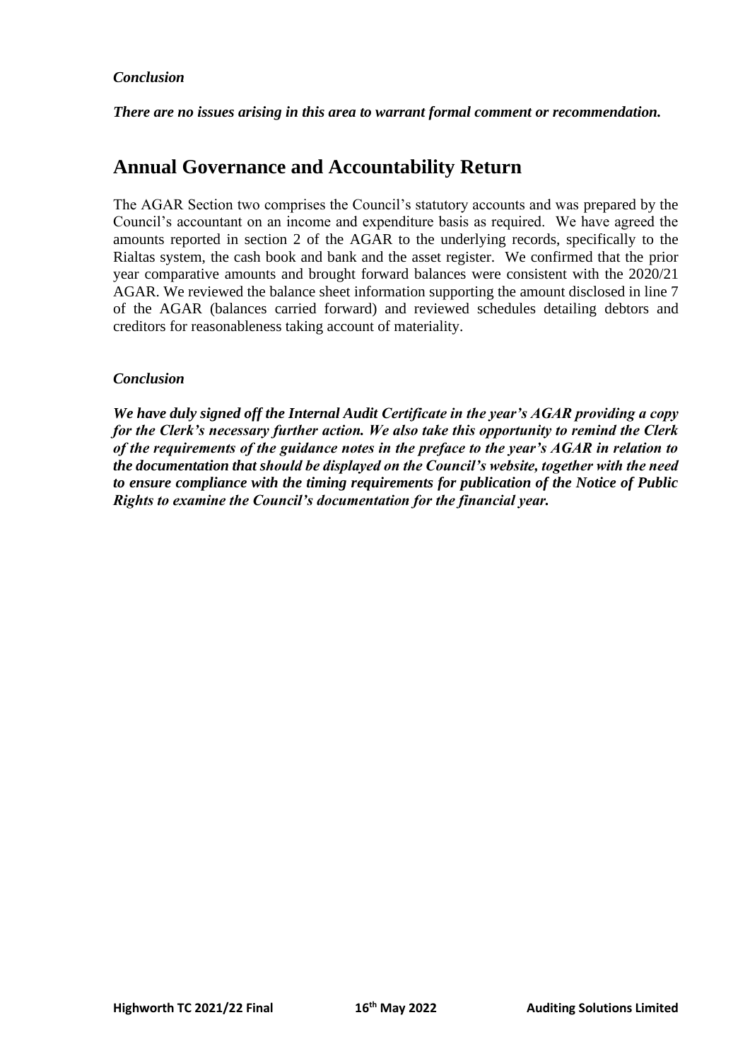***Conclusion***

***There are no issues arising in this area to warrant formal comment or recommendation.***

## Annual Governance and Accountability Return

The AGAR Section two comprises the Council's statutory accounts and was prepared by the Council's accountant on an income and expenditure basis as required. We have agreed the amounts reported in section 2 of the AGAR to the underlying records, specifically to the Rialtas system, the cash book and bank and the asset register. We confirmed that the prior year comparative amounts and brought forward balances were consistent with the 2020/21 AGAR. We reviewed the balance sheet information supporting the amount disclosed in line 7 of the AGAR (balances carried forward) and reviewed schedules detailing debtors and creditors for reasonableness taking account of materiality.

***Conclusion***

***We have duly signed off the Internal Audit Certificate in the year's AGAR providing a copy for the Clerk's necessary further action. We also take this opportunity to remind the Clerk of the requirements of the guidance notes in the preface to the year's AGAR in relation to the documentation that should be displayed on the Council's website, together with the need to ensure compliance with the timing requirements for publication of the Notice of Public Rights to examine the Council's documentation for the financial year.***